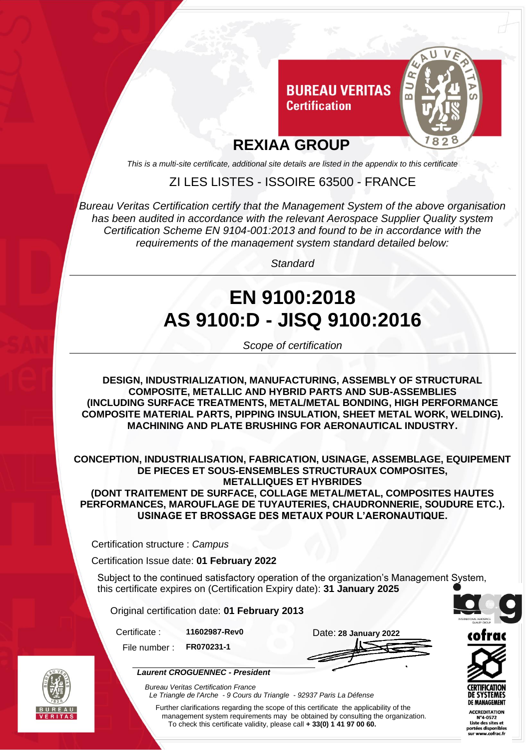**BUREAU VERITAS**
**Certification**

# REXIAA GROUP

*This is a multi-site certificate, additional site details are listed in the appendix to this certificate*

ZI LES LISTES - ISSOIRE 63500 - FRANCE

*Bureau Veritas Certification certify that the Management System of the above organisation has been audited in accordance with the relevant Aerospace Supplier Quality system Certification Scheme EN 9104-001:2013 and found to be in accordance with the requirements of the management system standard detailed below:*

*Standard*

## EN 9100:2018
## AS 9100:D - JISQ 9100:2016

*Scope of certification*

**DESIGN, INDUSTRIALIZATION, MANUFACTURING, ASSEMBLY OF STRUCTURAL COMPOSITE, METALLIC AND HYBRID PARTS AND SUB-ASSEMBLIES (INCLUDING SURFACE TREATMENTS, METAL/METAL BONDING, HIGH PERFORMANCE COMPOSITE MATERIAL PARTS, PIPPING INSULATION, SHEET METAL WORK, WELDING). MACHINING AND PLATE BRUSHING FOR AERONAUTICAL INDUSTRY.**

**CONCEPTION, INDUSTRIALISATION, FABRICATION, USINAGE, ASSEMBLAGE, EQUIPEMENT DE PIECES ET SOUS-ENSEMBLES STRUCTURAUX COMPOSITES, METALLIQUES ET HYBRIDES (DONT TRAITEMENT DE SURFACE, COLLAGE METAL/METAL, COMPOSITES HAUTES PERFORMANCES, MAROUFLAGE DE TUYAUTERIES, CHAUDRONNERIE, SOUDURE ETC.). USINAGE ET BROSSAGE DES METAUX POUR L'AERONAUTIQUE.**

Certification structure : *Campus*

Certification Issue date: **01 February 2022**

Subject to the continued satisfactory operation of the organization's Management System, this certificate expires on (Certification Expiry date): **31 January 2025**

Original certification date: **01 February 2013**

Certificate : **11602987-Rev0**

File number : **FR070231-1**

Date: **28 January 2022**

***Laurent CROGUENNEC - President***

*Bureau Veritas Certification France*
*Le Triangle de l'Arche - 9 Cours du Triangle - 92937 Paris La Défense*

Further clarifications regarding the scope of this certificate the applicability of the management system requirements may be obtained by consulting the organization. To check this certificate validity, please call **+ 33(0) 1 41 97 00 60.**

cofrac
CERTIFICATION DE SYSTEMES DE MANAGEMENT
ACCREDITATION N°4-0572
Liste des sites et portées disponibles sur www.cofrac.fr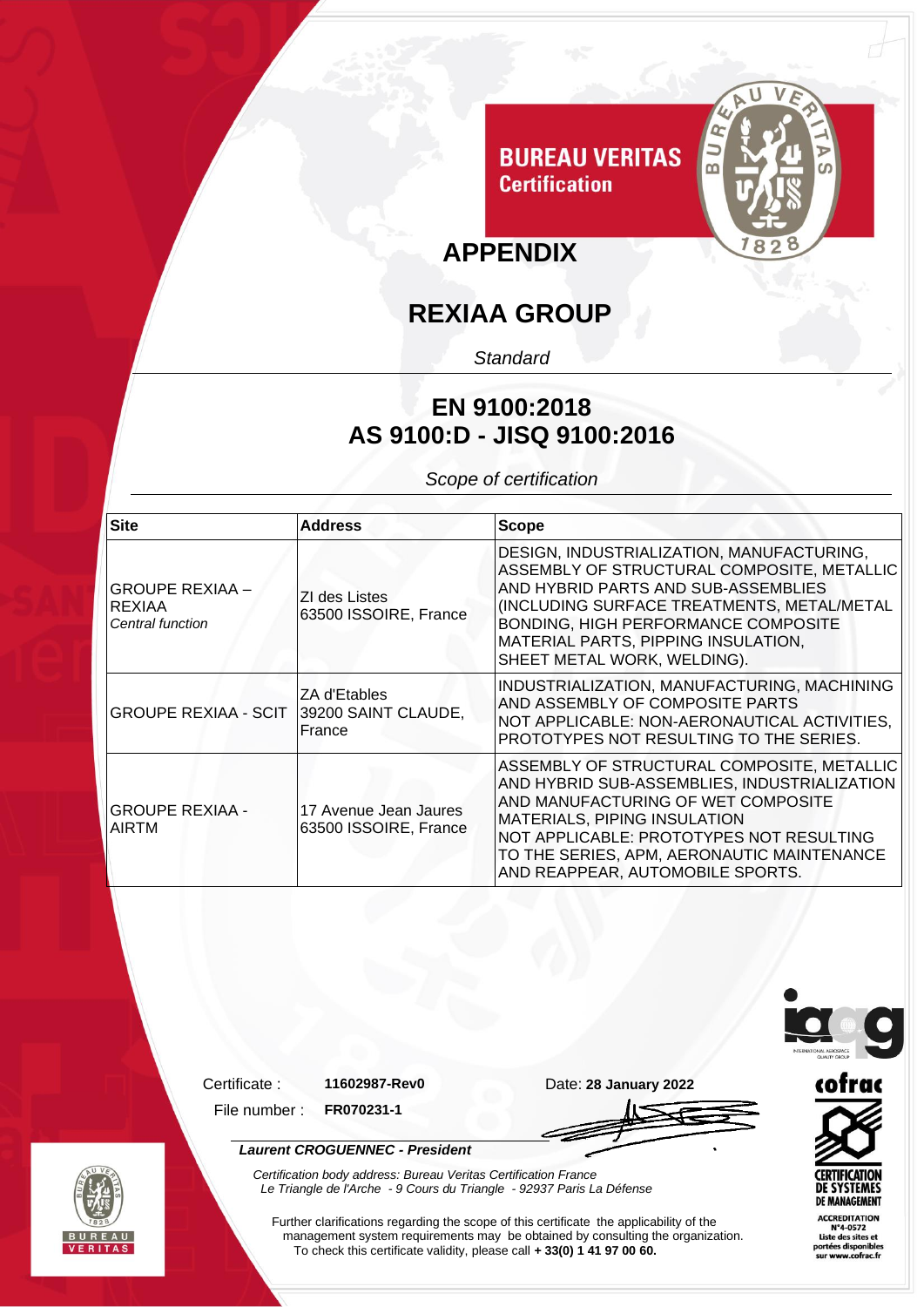**BUREAU VERITAS**
**Certification**

# APPENDIX

# REXIAA GROUP

*Standard*

## EN 9100:2018
## AS 9100:D - JISQ 9100:2016

*Scope of certification*

| Site | Address | Scope |
|---|---|---|
| GROUPE REXIAA – REXIAA *Central function* | ZI des Listes 63500 ISSOIRE, France | DESIGN, INDUSTRIALIZATION, MANUFACTURING, ASSEMBLY OF STRUCTURAL COMPOSITE, METALLIC AND HYBRID PARTS AND SUB-ASSEMBLIES (INCLUDING SURFACE TREATMENTS, METAL/METAL BONDING, HIGH PERFORMANCE COMPOSITE MATERIAL PARTS, PIPING INSULATION, SHEET METAL WORK, WELDING). |
| GROUPE REXIAA - SCIT | ZA d'Etables 39200 SAINT CLAUDE, France | INDUSTRIALIZATION, MANUFACTURING, MACHINING AND ASSEMBLY OF COMPOSITE PARTS NOT APPLICABLE: NON-AERONAUTICAL ACTIVITIES, PROTOTYPES NOT RESULTING TO THE SERIES. |
| GROUPE REXIAA - AIRTM | 17 Avenue Jean Jaures 63500 ISSOIRE, France | ASSEMBLY OF STRUCTURAL COMPOSITE, METALLIC AND HYBRID SUB-ASSEMBLIES, INDUSTRIALIZATION AND MANUFACTURING OF WET COMPOSITE MATERIALS, PIPING INSULATION NOT APPLICABLE: PROTOTYPES NOT RESULTING TO THE SERIES, APM, AERONAUTIC MAINTENANCE AND REAPPEAR, AUTOMOBILE SPORTS. |

Certificate : **11602987-Rev0**

File number : **FR070231-1**

Date: **28 January 2022**

***Laurent CROGUENNEC - President***

*Certification body address: Bureau Veritas Certification France*
*Le Triangle de l'Arche - 9 Cours du Triangle - 92937 Paris La Défense*

Further clarifications regarding the scope of this certificate the applicability of the management system requirements may be obtained by consulting the organization.
To check this certificate validity, please call **+ 33(0) 1 41 97 00 60.**

cofrac
CERTIFICATION DE SYSTEMES DE MANAGEMENT
ACCREDITATION N°4-0572
Liste des sites et portées disponibles sur www.cofrac.fr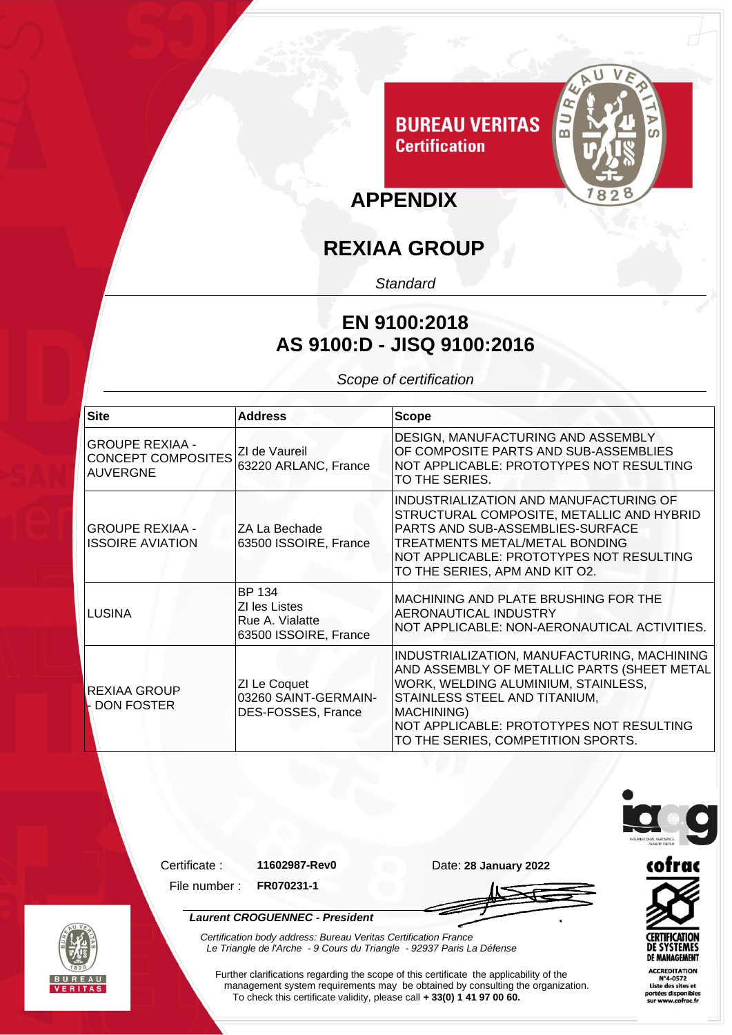BUREAU VERITAS
Certification

# APPENDIX

## REXIAA GROUP

*Standard*

## EN 9100:2018
## AS 9100:D - JISQ 9100:2016

*Scope of certification*

| Site | Address | Scope |
|---|---|---|
| GROUPE REXIAA - CONCEPT COMPOSITES AUVERGNE | ZI de Vaureil 63220 ARLANC, France | DESIGN, MANUFACTURING AND ASSEMBLY OF COMPOSITE PARTS AND SUB-ASSEMBLIES NOT APPLICABLE: PROTOTYPES NOT RESULTING TO THE SERIES. |
| GROUPE REXIAA - ISSOIRE AVIATION | ZA La Bechade 63500 ISSOIRE, France | INDUSTRIALIZATION AND MANUFACTURING OF STRUCTURAL COMPOSITE, METALLIC AND HYBRID PARTS AND SUB-ASSEMBLIES-SURFACE TREATMENTS METAL/METAL BONDING NOT APPLICABLE: PROTOTYPES NOT RESULTING TO THE SERIES, APM AND KIT O2. |
| LUSINA | BP 134 ZI les Listes Rue A. Vialatte 63500 ISSOIRE, France | MACHINING AND PLATE BRUSHING FOR THE AERONAUTICAL INDUSTRY NOT APPLICABLE: NON-AERONAUTICAL ACTIVITIES. |
| REXIAA GROUP - DON FOSTER | ZI Le Coquet 03260 SAINT-GERMAIN-DES-FOSSES, France | INDUSTRIALIZATION, MANUFACTURING, MACHINING AND ASSEMBLY OF METALLIC PARTS (SHEET METAL WORK, WELDING ALUMINIUM, STAINLESS, STAINLESS STEEL AND TITANIUM, MACHINING) NOT APPLICABLE: PROTOTYPES NOT RESULTING TO THE SERIES, COMPETITION SPORTS. |

Certificate : **11602987-Rev0**

File number : **FR070231-1**

Date: **28 January 2022**

***Laurent CROGUENNEC - President***

*Certification body address: Bureau Veritas Certification France*
*Le Triangle de l'Arche - 9 Cours du Triangle - 92937 Paris La Défense*

Further clarifications regarding the scope of this certificate the applicability of the management system requirements may be obtained by consulting the organization.
To check this certificate validity, please call **+ 33(0) 1 41 97 00 60.**

cofrac
CERTIFICATION DE SYSTEMES DE MANAGEMENT
ACCREDITATION N°4-0572
Liste des sites et portées disponibles sur www.cofrac.fr